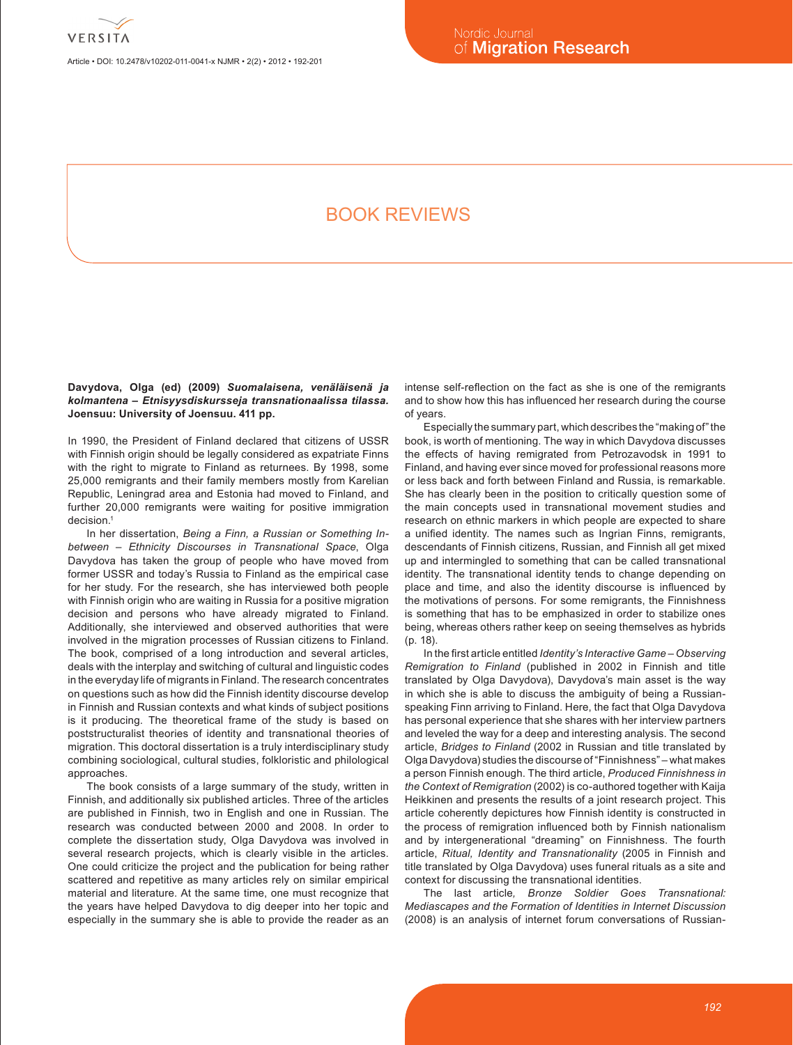# BOOK REVIEWS

**Davydova, Olga (ed) (2009) *Suomalaisena, venäläisenä ja kolmantena – Etnisyysdiskursseja transnationaalissa tilassa.* Joensuu: University of Joensuu. 411 pp.**

In 1990, the President of Finland declared that citizens of USSR with Finnish origin should be legally considered as expatriate Finns with the right to migrate to Finland as returnees. By 1998, some 25,000 remigrants and their family members mostly from Karelian Republic, Leningrad area and Estonia had moved to Finland, and further 20,000 remigrants were waiting for positive immigration decision.[1]

In her dissertation, *Being a Finn, a Russian or Something In-between – Ethnicity Discourses in Transnational Space*, Olga Davydova has taken the group of people who have moved from former USSR and today's Russia to Finland as the empirical case for her study. For the research, she has interviewed both people with Finnish origin who are waiting in Russia for a positive migration decision and persons who have already migrated to Finland. Additionally, she interviewed and observed authorities that were involved in the migration processes of Russian citizens to Finland. The book, comprised of a long introduction and several articles, deals with the interplay and switching of cultural and linguistic codes in the everyday life of migrants in Finland. The research concentrates on questions such as how did the Finnish identity discourse develop in Finnish and Russian contexts and what kinds of subject positions is it producing. The theoretical frame of the study is based on poststructuralist theories of identity and transnational theories of migration. This doctoral dissertation is a truly interdisciplinary study combining sociological, cultural studies, folkloristic and philological approaches.

The book consists of a large summary of the study, written in Finnish, and additionally six published articles. Three of the articles are published in Finnish, two in English and one in Russian. The research was conducted between 2000 and 2008. In order to complete the dissertation study, Olga Davydova was involved in several research projects, which is clearly visible in the articles. One could criticize the project and the publication for being rather scattered and repetitive as many articles rely on similar empirical material and literature. At the same time, one must recognize that the years have helped Davydova to dig deeper into her topic and especially in the summary she is able to provide the reader as an intense self-reflection on the fact as she is one of the remigrants and to show how this has influenced her research during the course of years.

Especially the summary part, which describes the "making of" the book, is worth of mentioning. The way in which Davydova discusses the effects of having remigrated from Petrozavodsk in 1991 to Finland, and having ever since moved for professional reasons more or less back and forth between Finland and Russia, is remarkable. She has clearly been in the position to critically question some of the main concepts used in transnational movement studies and research on ethnic markers in which people are expected to share a unified identity. The names such as Ingrian Finns, remigrants, descendants of Finnish citizens, Russian, and Finnish all get mixed up and intermingled to something that can be called transnational identity. The transnational identity tends to change depending on place and time, and also the identity discourse is influenced by the motivations of persons. For some remigrants, the Finnishness is something that has to be emphasized in order to stabilize ones being, whereas others rather keep on seeing themselves as hybrids (p. 18).

In the first article entitled *Identity's Interactive Game – Observing Remigration to Finland* (published in 2002 in Finnish and title translated by Olga Davydova), Davydova's main asset is the way in which she is able to discuss the ambiguity of being a Russian-speaking Finn arriving to Finland. Here, the fact that Olga Davydova has personal experience that she shares with her interview partners and leveled the way for a deep and interesting analysis. The second article, *Bridges to Finland* (2002 in Russian and title translated by Olga Davydova) studies the discourse of "Finnishness" – what makes a person Finnish enough. The third article, *Produced Finnishness in the Context of Remigration* (2002) is co-authored together with Kaija Heikkinen and presents the results of a joint research project. This article coherently depictures how Finnish identity is constructed in the process of remigration influenced both by Finnish nationalism and by intergenerational "dreaming" on Finnishness. The fourth article, *Ritual, Identity and Transnationality* (2005 in Finnish and title translated by Olga Davydova) uses funeral rituals as a site and context for discussing the transnational identities.

The last article, *Bronze Soldier Goes Transnational: Mediascapes and the Formation of Identities in Internet Discussion* (2008) is an analysis of internet forum conversations of Russian-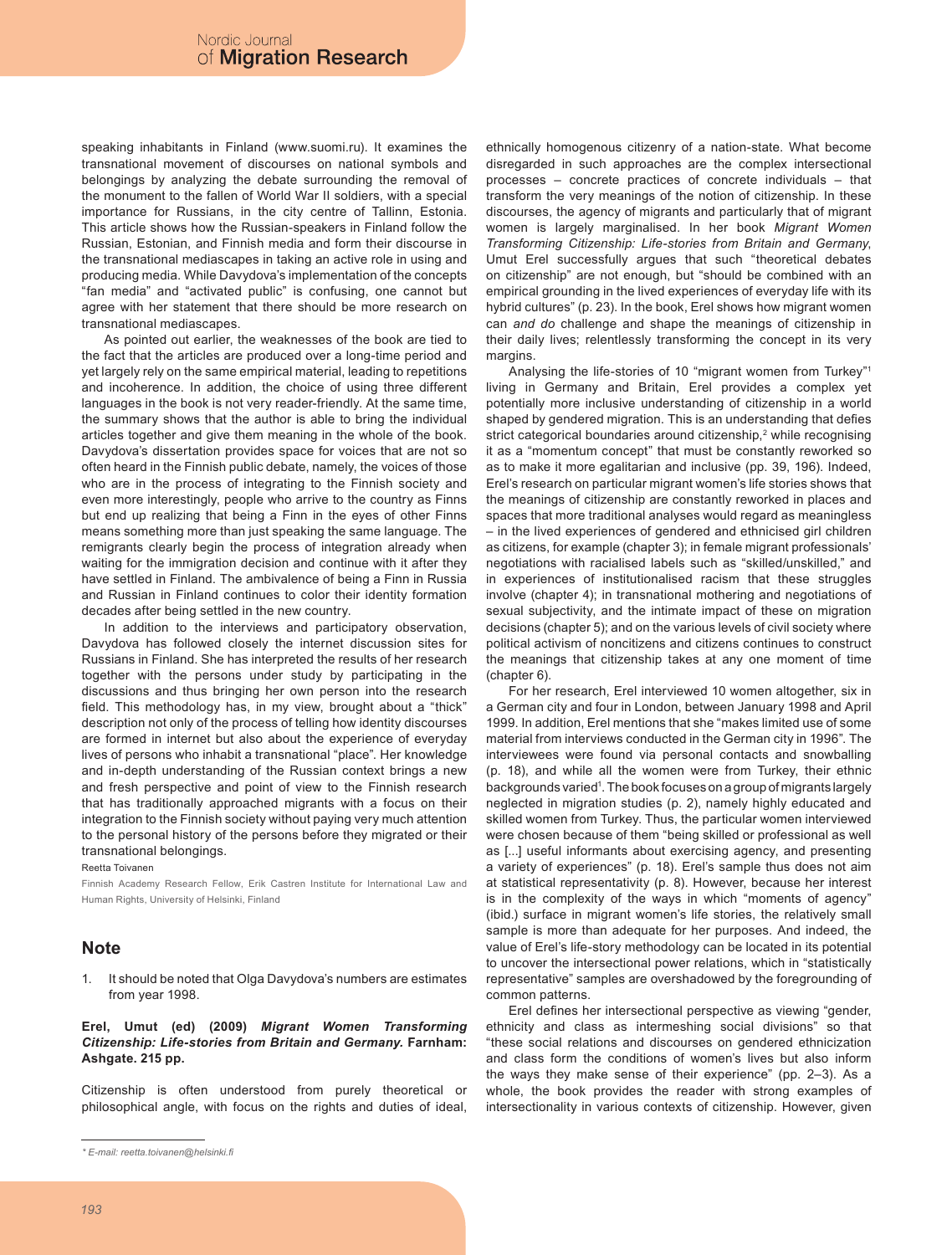speaking inhabitants in Finland (www.suomi.ru). It examines the transnational movement of discourses on national symbols and belongings by analyzing the debate surrounding the removal of the monument to the fallen of World War II soldiers, with a special importance for Russians, in the city centre of Tallinn, Estonia. This article shows how the Russian-speakers in Finland follow the Russian, Estonian, and Finnish media and form their discourse in the transnational mediascapes in taking an active role in using and producing media. While Davydova's implementation of the concepts "fan media" and "activated public" is confusing, one cannot but agree with her statement that there should be more research on transnational mediascapes.

As pointed out earlier, the weaknesses of the book are tied to the fact that the articles are produced over a long-time period and yet largely rely on the same empirical material, leading to repetitions and incoherence. In addition, the choice of using three different languages in the book is not very reader-friendly. At the same time, the summary shows that the author is able to bring the individual articles together and give them meaning in the whole of the book. Davydova's dissertation provides space for voices that are not so often heard in the Finnish public debate, namely, the voices of those who are in the process of integrating to the Finnish society and even more interestingly, people who arrive to the country as Finns but end up realizing that being a Finn in the eyes of other Finns means something more than just speaking the same language. The remigrants clearly begin the process of integration already when waiting for the immigration decision and continue with it after they have settled in Finland. The ambivalence of being a Finn in Russia and Russian in Finland continues to color their identity formation decades after being settled in the new country.

In addition to the interviews and participatory observation, Davydova has followed closely the internet discussion sites for Russians in Finland. She has interpreted the results of her research together with the persons under study by participating in the discussions and thus bringing her own person into the research field. This methodology has, in my view, brought about a "thick" description not only of the process of telling how identity discourses are formed in internet but also about the experience of everyday lives of persons who inhabit a transnational "place". Her knowledge and in-depth understanding of the Russian context brings a new and fresh perspective and point of view to the Finnish research that has traditionally approached migrants with a focus on their integration to the Finnish society without paying very much attention to the personal history of the persons before they migrated or their transnational belongings.

Reetta Toivanen

Finnish Academy Research Fellow, Erik Castren Institute for International Law and Human Rights, University of Helsinki, Finland

## Note

1. It should be noted that Olga Davydova's numbers are estimates from year 1998.

**Erel, Umut (ed) (2009) *Migrant Women Transforming Citizenship: Life-stories from Britain and Germany.* Farnham: Ashgate. 215 pp.**

Citizenship is often understood from purely theoretical or philosophical angle, with focus on the rights and duties of ideal, ethnically homogenous citizenry of a nation-state. What become disregarded in such approaches are the complex intersectional processes – concrete practices of concrete individuals – that transform the very meanings of the notion of citizenship. In these discourses, the agency of migrants and particularly that of migrant women is largely marginalised. In her book *Migrant Women Transforming Citizenship: Life-stories from Britain and Germany*, Umut Erel successfully argues that such "theoretical debates on citizenship" are not enough, but "should be combined with an empirical grounding in the lived experiences of everyday life with its hybrid cultures" (p. 23). In the book, Erel shows how migrant women can *and do* challenge and shape the meanings of citizenship in their daily lives; relentlessly transforming the concept in its very margins.

Analysing the life-stories of 10 "migrant women from Turkey"[1] living in Germany and Britain, Erel provides a complex yet potentially more inclusive understanding of citizenship in a world shaped by gendered migration. This is an understanding that defies strict categorical boundaries around citizenship,[2] while recognising it as a "momentum concept" that must be constantly reworked so as to make it more egalitarian and inclusive (pp. 39, 196). Indeed, Erel's research on particular migrant women's life stories shows that the meanings of citizenship are constantly reworked in places and spaces that more traditional analyses would regard as meaningless – in the lived experiences of gendered and ethnicised girl children as citizens, for example (chapter 3); in female migrant professionals' negotiations with racialised labels such as "skilled/unskilled," and in experiences of institutionalised racism that these struggles involve (chapter 4); in transnational mothering and negotiations of sexual subjectivity, and the intimate impact of these on migration decisions (chapter 5); and on the various levels of civil society where political activism of noncitizens and citizens continues to construct the meanings that citizenship takes at any one moment of time (chapter 6).

For her research, Erel interviewed 10 women altogether, six in a German city and four in London, between January 1998 and April 1999. In addition, Erel mentions that she "makes limited use of some material from interviews conducted in the German city in 1996". The interviewees were found via personal contacts and snowballing (p. 18), and while all the women were from Turkey, their ethnic backgrounds varied[1]. The book focuses on a group of migrants largely neglected in migration studies (p. 2), namely highly educated and skilled women from Turkey. Thus, the particular women interviewed were chosen because of them "being skilled or professional as well as [...] useful informants about exercising agency, and presenting a variety of experiences" (p. 18). Erel's sample thus does not aim at statistical representativity (p. 8). However, because her interest is in the complexity of the ways in which "moments of agency" (ibid.) surface in migrant women's life stories, the relatively small sample is more than adequate for her purposes. And indeed, the value of Erel's life-story methodology can be located in its potential to uncover the intersectional power relations, which in "statistically representative" samples are overshadowed by the foregrounding of common patterns.

Erel defines her intersectional perspective as viewing "gender, ethnicity and class as intermeshing social divisions" so that "these social relations and discourses on gendered ethnicization and class form the conditions of women's lives but also inform the ways they make sense of their experience" (pp. 2–3). As a whole, the book provides the reader with strong examples of intersectionality in various contexts of citizenship. However, given

\* E-mail: reetta.toivanen@helsinki.fi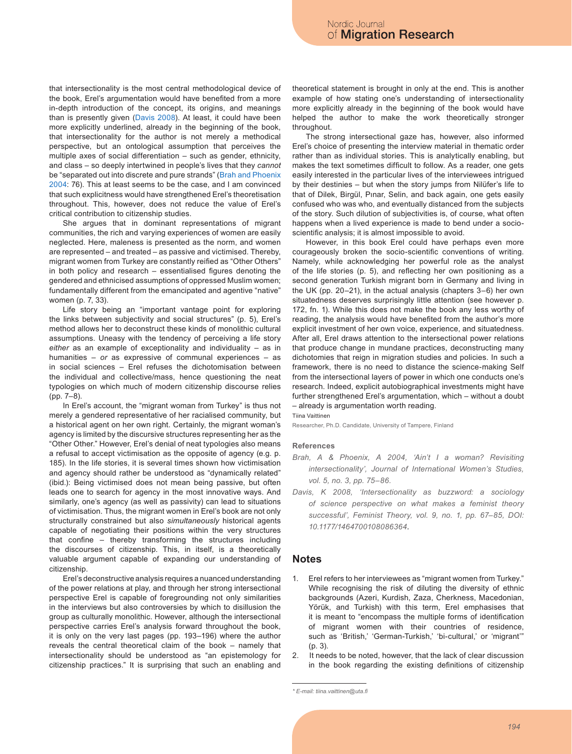that intersectionality is the most central methodological device of the book, Erel's argumentation would have benefited from a more in-depth introduction of the concept, its origins, and meanings than is presently given (Davis 2008). At least, it could have been more explicitly underlined, already in the beginning of the book, that intersectionality for the author is not merely a methodical perspective, but an ontological assumption that perceives the multiple axes of social differentiation – such as gender, ethnicity, and class – so deeply intertwined in people's lives that they *cannot* be "separated out into discrete and pure strands" (Brah and Phoenix 2004: 76). This at least seems to be the case, and I am convinced that such explicitness would have strengthened Erel's theoretisation throughout. This, however, does not reduce the value of Erel's critical contribution to citizenship studies.

She argues that in dominant representations of migrant communities, the rich and varying experiences of women are easily neglected. Here, maleness is presented as the norm, and women are represented – and treated – as passive and victimised. Thereby, migrant women from Turkey are constantly reified as "Other Others" in both policy and research – essentialised figures denoting the gendered and ethnicised assumptions of oppressed Muslim women; fundamentally different from the emancipated and agentive "native" women (p. 7, 33).

Life story being an "important vantage point for exploring the links between subjectivity and social structures" (p. 5), Erel's method allows her to deconstruct these kinds of monolithic cultural assumptions. Uneasy with the tendency of perceiving a life story *either* as an example of exceptionality and individuality – as in humanities – *or* as expressive of communal experiences – as in social sciences – Erel refuses the dichotomisation between the individual and collective/mass, hence questioning the neat typologies on which much of modern citizenship discourse relies (pp. 7–8).

In Erel's account, the "migrant woman from Turkey" is thus not merely a gendered representative of her racialised community, but a historical agent on her own right. Certainly, the migrant woman's agency is limited by the discursive structures representing her as the "Other Other." However, Erel's denial of neat typologies also means a refusal to accept victimisation as the opposite of agency (e.g. p. 185). In the life stories, it is several times shown how victimisation and agency should rather be understood as "dynamically related" (ibid.): Being victimised does not mean being passive, but often leads one to search for agency in the most innovative ways. And similarly, one's agency (as well as passivity) can lead to situations of victimisation. Thus, the migrant women in Erel's book are not only structurally constrained but also *simultaneously* historical agents capable of negotiating their positions within the very structures that confine – thereby transforming the structures including the discourses of citizenship. This, in itself, is a theoretically valuable argument capable of expanding our understanding of citizenship.

Erel's deconstructive analysis requires a nuanced understanding of the power relations at play, and through her strong intersectional perspective Erel is capable of foregrounding not only similarities in the interviews but also controversies by which to disillusion the group as culturally monolithic. However, although the intersectional perspective carries Erel's analysis forward throughout the book, it is only on the very last pages (pp. 193–196) where the author reveals the central theoretical claim of the book – namely that intersectionality should be understood as "an epistemology for citizenship practices." It is surprising that such an enabling and theoretical statement is brought in only at the end. This is another example of how stating one's understanding of intersectionality more explicitly already in the beginning of the book would have helped the author to make the work theoretically stronger throughout.

The strong intersectional gaze has, however, also informed Erel's choice of presenting the interview material in thematic order rather than as individual stories. This is analytically enabling, but makes the text sometimes difficult to follow. As a reader, one gets easily interested in the particular lives of the interviewees intrigued by their destinies – but when the story jumps from Nilüfer's life to that of Dilek, Birgül, Pınar, Selin, and back again, one gets easily confused who was who, and eventually distanced from the subjects of the story. Such dilution of subjectivities is, of course, what often happens when a lived experience is made to bend under a socio-scientific analysis; it is almost impossible to avoid.

However, in this book Erel could have perhaps even more courageously broken the socio-scientific conventions of writing. Namely, while acknowledging her powerful role as the analyst of the life stories (p. 5), and reflecting her own positioning as a second generation Turkish migrant born in Germany and living in the UK (pp. 20–21), in the actual analysis (chapters 3–6) her own situatedness deserves surprisingly little attention (see however p. 172, fn. 1). While this does not make the book any less worthy of reading, the analysis would have benefited from the author's more explicit investment of her own voice, experience, and situatedness. After all, Erel draws attention to the intersectional power relations that produce change in mundane practices, deconstructing many dichotomies that reign in migration studies and policies. In such a framework, there is no need to distance the science-making Self from the intersectional layers of power in which one conducts one's research. Indeed, explicit autobiographical investments might have further strengthened Erel's argumentation, which – without a doubt – already is argumentation worth reading.

Tiina Vaittinen

Researcher, Ph.D. Candidate, University of Tampere, Finland

**References**

*Brah, A & Phoenix, A 2004, 'Ain't I a woman? Revisiting intersectionality', Journal of International Women's Studies, vol. 5, no. 3, pp. 75–86.*

*Davis, K 2008, 'Intersectionality as buzzword: a sociology of science perspective on what makes a feminist theory successful', Feminist Theory, vol. 9, no. 1, pp. 67–85, DOI: 10.1177/1464700108086364.*

## Notes

1. Erel refers to her interviewees as "migrant women from Turkey." While recognising the risk of diluting the diversity of ethnic backgrounds (Azeri, Kurdish, Zaza, Cherkness, Macedonian, Yörük, and Turkish) with this term, Erel emphasises that it is meant to "encompass the multiple forms of identification of migrant women with their countries of residence, such as 'British,' 'German-Turkish,' 'bi-cultural,' or 'migrant'" (p. 3).
2. It needs to be noted, however, that the lack of clear discussion in the book regarding the existing definitions of citizenship

\* E-mail: tiina.vaittinen@uta.fi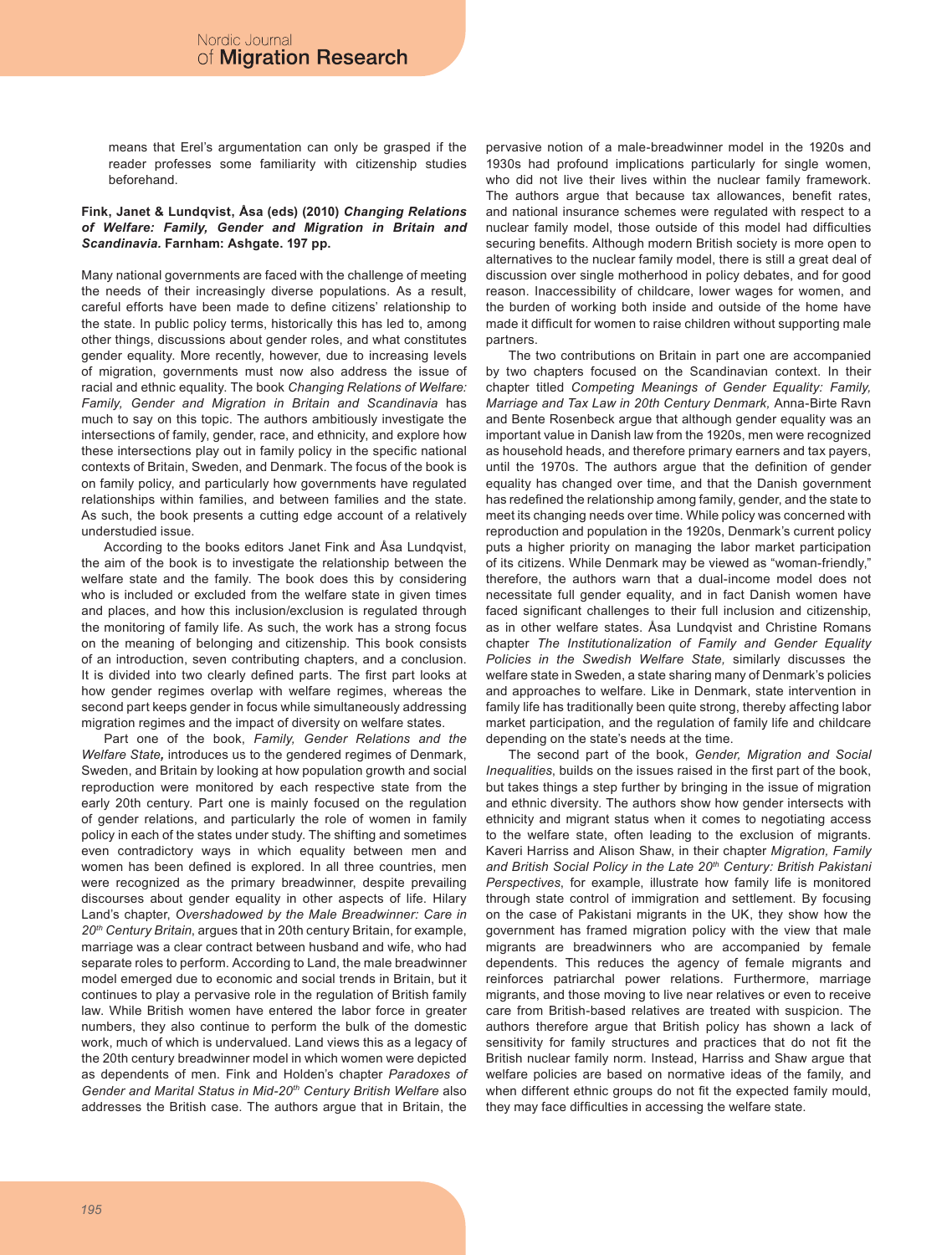means that Erel's argumentation can only be grasped if the reader professes some familiarity with citizenship studies beforehand.

**Fink, Janet & Lundqvist, Åsa (eds) (2010)** ***Changing Relations of Welfare: Family, Gender and Migration in Britain and Scandinavia.*** **Farnham: Ashgate. 197 pp.**

Many national governments are faced with the challenge of meeting the needs of their increasingly diverse populations. As a result, careful efforts have been made to define citizens' relationship to the state. In public policy terms, historically this has led to, among other things, discussions about gender roles, and what constitutes gender equality. More recently, however, due to increasing levels of migration, governments must now also address the issue of racial and ethnic equality. The book *Changing Relations of Welfare: Family, Gender and Migration in Britain and Scandinavia* has much to say on this topic. The authors ambitiously investigate the intersections of family, gender, race, and ethnicity, and explore how these intersections play out in family policy in the specific national contexts of Britain, Sweden, and Denmark. The focus of the book is on family policy, and particularly how governments have regulated relationships within families, and between families and the state. As such, the book presents a cutting edge account of a relatively understudied issue.

According to the books editors Janet Fink and Åsa Lundqvist, the aim of the book is to investigate the relationship between the welfare state and the family. The book does this by considering who is included or excluded from the welfare state in given times and places, and how this inclusion/exclusion is regulated through the monitoring of family life. As such, the work has a strong focus on the meaning of belonging and citizenship. This book consists of an introduction, seven contributing chapters, and a conclusion. It is divided into two clearly defined parts. The first part looks at how gender regimes overlap with welfare regimes, whereas the second part keeps gender in focus while simultaneously addressing migration regimes and the impact of diversity on welfare states.

Part one of the book, *Family, Gender Relations and the Welfare State,* introduces us to the gendered regimes of Denmark, Sweden, and Britain by looking at how population growth and social reproduction were monitored by each respective state from the early 20th century. Part one is mainly focused on the regulation of gender relations, and particularly the role of women in family policy in each of the states under study. The shifting and sometimes even contradictory ways in which equality between men and women has been defined is explored. In all three countries, men were recognized as the primary breadwinner, despite prevailing discourses about gender equality in other aspects of life. Hilary Land's chapter, *Overshadowed by the Male Breadwinner: Care in 20th Century Britain,* argues that in 20th century Britain, for example, marriage was a clear contract between husband and wife, who had separate roles to perform. According to Land, the male breadwinner model emerged due to economic and social trends in Britain, but it continues to play a pervasive role in the regulation of British family law. While British women have entered the labor force in greater numbers, they also continue to perform the bulk of the domestic work, much of which is undervalued. Land views this as a legacy of the 20th century breadwinner model in which women were depicted as dependents of men. Fink and Holden's chapter *Paradoxes of Gender and Marital Status in Mid-20th Century British Welfare* also addresses the British case. The authors argue that in Britain, the pervasive notion of a male-breadwinner model in the 1920s and 1930s had profound implications particularly for single women, who did not live their lives within the nuclear family framework. The authors argue that because tax allowances, benefit rates, and national insurance schemes were regulated with respect to a nuclear family model, those outside of this model had difficulties securing benefits. Although modern British society is more open to alternatives to the nuclear family model, there is still a great deal of discussion over single motherhood in policy debates, and for good reason. Inaccessibility of childcare, lower wages for women, and the burden of working both inside and outside of the home have made it difficult for women to raise children without supporting male partners.

The two contributions on Britain in part one are accompanied by two chapters focused on the Scandinavian context. In their chapter titled *Competing Meanings of Gender Equality: Family, Marriage and Tax Law in 20th Century Denmark,* Anna-Birte Ravn and Bente Rosenbeck argue that although gender equality was an important value in Danish law from the 1920s, men were recognized as household heads, and therefore primary earners and tax payers, until the 1970s. The authors argue that the definition of gender equality has changed over time, and that the Danish government has redefined the relationship among family, gender, and the state to meet its changing needs over time. While policy was concerned with reproduction and population in the 1920s, Denmark's current policy puts a higher priority on managing the labor market participation of its citizens. While Denmark may be viewed as "woman-friendly," therefore, the authors warn that a dual-income model does not necessitate full gender equality, and in fact Danish women have faced significant challenges to their full inclusion and citizenship, as in other welfare states. Åsa Lundqvist and Christine Romans chapter *The Institutionalization of Family and Gender Equality Policies in the Swedish Welfare State,* similarly discusses the welfare state in Sweden, a state sharing many of Denmark's policies and approaches to welfare. Like in Denmark, state intervention in family life has traditionally been quite strong, thereby affecting labor market participation, and the regulation of family life and childcare depending on the state's needs at the time.

The second part of the book, *Gender, Migration and Social Inequalities*, builds on the issues raised in the first part of the book, but takes things a step further by bringing in the issue of migration and ethnic diversity. The authors show how gender intersects with ethnicity and migrant status when it comes to negotiating access to the welfare state, often leading to the exclusion of migrants. Kaveri Harriss and Alison Shaw, in their chapter *Migration, Family and British Social Policy in the Late 20th Century: British Pakistani Perspectives,* for example, illustrate how family life is monitored through state control of immigration and settlement. By focusing on the case of Pakistani migrants in the UK, they show how the government has framed migration policy with the view that male migrants are breadwinners who are accompanied by female dependents. This reduces the agency of female migrants and reinforces patriarchal power relations. Furthermore, marriage migrants, and those moving to live near relatives or even to receive care from British-based relatives are treated with suspicion. The authors therefore argue that British policy has shown a lack of sensitivity for family structures and practices that do not fit the British nuclear family norm. Instead, Harriss and Shaw argue that welfare policies are based on normative ideas of the family, and when different ethnic groups do not fit the expected family mould, they may face difficulties in accessing the welfare state.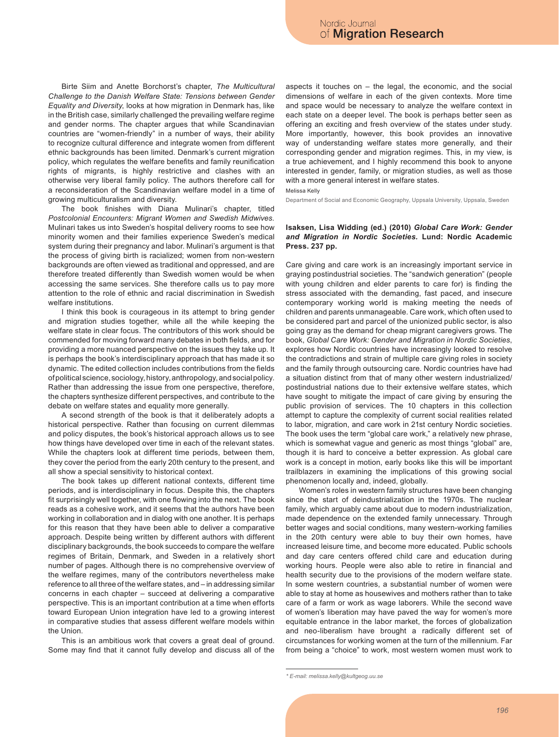Birte Siim and Anette Borchorst's chapter, *The Multicultural Challenge to the Danish Welfare State: Tensions between Gender Equality and Diversity*, looks at how migration in Denmark has, like in the British case, similarly challenged the prevailing welfare regime and gender norms. The chapter argues that while Scandinavian countries are "women-friendly" in a number of ways, their ability to recognize cultural difference and integrate women from different ethnic backgrounds has been limited. Denmark's current migration policy, which regulates the welfare benefits and family reunification rights of migrants, is highly restrictive and clashes with an otherwise very liberal family policy. The authors therefore call for a reconsideration of the Scandinavian welfare model in a time of growing multiculturalism and diversity.

The book finishes with Diana Mulinari's chapter, titled *Postcolonial Encounters: Migrant Women and Swedish Midwives*. Mulinari takes us into Sweden's hospital delivery rooms to see how minority women and their families experience Sweden's medical system during their pregnancy and labor. Mulinari's argument is that the process of giving birth is racialized; women from non-western backgrounds are often viewed as traditional and oppressed, and are therefore treated differently than Swedish women would be when accessing the same services. She therefore calls us to pay more attention to the role of ethnic and racial discrimination in Swedish welfare institutions.

I think this book is courageous in its attempt to bring gender and migration studies together, while all the while keeping the welfare state in clear focus. The contributors of this work should be commended for moving forward many debates in both fields, and for providing a more nuanced perspective on the issues they take up. It is perhaps the book's interdisciplinary approach that has made it so dynamic. The edited collection includes contributions from the fields of political science, sociology, history, anthropology, and social policy. Rather than addressing the issue from one perspective, therefore, the chapters synthesize different perspectives, and contribute to the debate on welfare states and equality more generally.

A second strength of the book is that it deliberately adopts a historical perspective. Rather than focusing on current dilemmas and policy disputes, the book's historical approach allows us to see how things have developed over time in each of the relevant states. While the chapters look at different time periods, between them, they cover the period from the early 20th century to the present, and all show a special sensitivity to historical context.

The book takes up different national contexts, different time periods, and is interdisciplinary in focus. Despite this, the chapters fit surprisingly well together, with one flowing into the next. The book reads as a cohesive work, and it seems that the authors have been working in collaboration and in dialog with one another. It is perhaps for this reason that they have been able to deliver a comparative approach. Despite being written by different authors with different disciplinary backgrounds, the book succeeds to compare the welfare regimes of Britain, Denmark, and Sweden in a relatively short number of pages. Although there is no comprehensive overview of the welfare regimes, many of the contributors nevertheless make reference to all three of the welfare states, and – in addressing similar concerns in each chapter – succeed at delivering a comparative perspective. This is an important contribution at a time when efforts toward European Union integration have led to a growing interest in comparative studies that assess different welfare models within the Union.

This is an ambitious work that covers a great deal of ground. Some may find that it cannot fully develop and discuss all of the aspects it touches on – the legal, the economic, and the social dimensions of welfare in each of the given contexts. More time and space would be necessary to analyze the welfare context in each state on a deeper level. The book is perhaps better seen as offering an exciting and fresh overview of the states under study. More importantly, however, this book provides an innovative way of understanding welfare states more generally, and their corresponding gender and migration regimes. This, in my view, is a true achievement, and I highly recommend this book to anyone interested in gender, family, or migration studies, as well as those with a more general interest in welfare states.

Melissa Kelly

Department of Social and Economic Geography, Uppsala University, Uppsala, Sweden

**Isaksen, Lisa Widding (ed.) (2010) *Global Care Work: Gender and Migration in Nordic Societies*. Lund: Nordic Academic Press. 237 pp.**

Care giving and care work is an increasingly important service in graying postindustrial societies. The "sandwich generation" (people with young children and elder parents to care for) is finding the stress associated with the demanding, fast paced, and insecure contemporary working world is making meeting the needs of children and parents unmanageable. Care work, which often used to be considered part and parcel of the unionized public sector, is also going gray as the demand for cheap migrant caregivers grows. The book, *Global Care Work: Gender and Migration in Nordic Societies*, explores how Nordic countries have increasingly looked to resolve the contradictions and strain of multiple care giving roles in society and the family through outsourcing care. Nordic countries have had a situation distinct from that of many other western industrialized/postindustrial nations due to their extensive welfare states, which have sought to mitigate the impact of care giving by ensuring the public provision of services. The 10 chapters in this collection attempt to capture the complexity of current social realities related to labor, migration, and care work in 21st century Nordic societies. The book uses the term "global care work," a relatively new phrase, which is somewhat vague and generic as most things "global" are, though it is hard to conceive a better expression. As global care work is a concept in motion, early books like this will be important trailblazers in examining the implications of this growing social phenomenon locally and, indeed, globally.

Women's roles in western family structures have been changing since the start of deindustrialization in the 1970s. The nuclear family, which arguably came about due to modern industrialization, made dependence on the extended family unnecessary. Through better wages and social conditions, many western-working families in the 20th century were able to buy their own homes, have increased leisure time, and become more educated. Public schools and day care centers offered child care and education during working hours. People were also able to retire in financial and health security due to the provisions of the modern welfare state. In some western countries, a substantial number of women were able to stay at home as housewives and mothers rather than to take care of a farm or work as wage laborers. While the second wave of women's liberation may have paved the way for women's more equitable entrance in the labor market, the forces of globalization and neo-liberalism have brought a radically different set of circumstances for working women at the turn of the millennium. Far from being a "choice" to work, most western women must work to

* E-mail: melissa.kelly@kultgeog.uu.se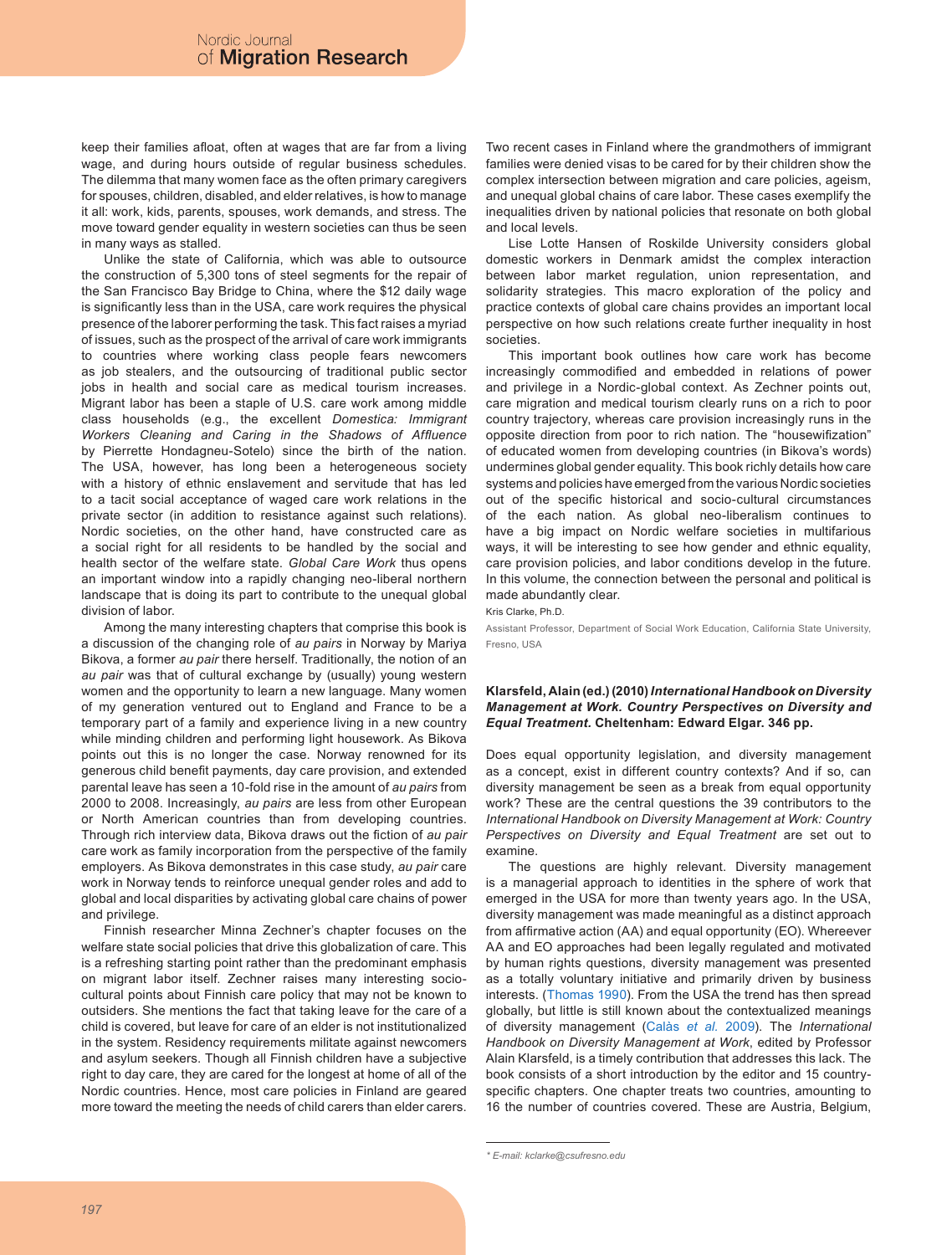keep their families afloat, often at wages that are far from a living wage, and during hours outside of regular business schedules. The dilemma that many women face as the often primary caregivers for spouses, children, disabled, and elder relatives, is how to manage it all: work, kids, parents, spouses, work demands, and stress. The move toward gender equality in western societies can thus be seen in many ways as stalled.

Unlike the state of California, which was able to outsource the construction of 5,300 tons of steel segments for the repair of the San Francisco Bay Bridge to China, where the $12 daily wage is significantly less than in the USA, care work requires the physical presence of the laborer performing the task. This fact raises a myriad of issues, such as the prospect of the arrival of care work immigrants to countries where working class people fear newcomers as job stealers, and the outsourcing of traditional public sector jobs in health and social care as medical tourism increases. Migrant labor has been a staple of U.S. care work among middle class households (e.g., the excellent *Domestica: Immigrant Workers Cleaning and Caring in the Shadows of Affluence* by Pierrette Hondagneu-Sotelo) since the birth of the nation. The USA, however, has long been a heterogeneous society with a history of ethnic enslavement and servitude that has led to a tacit social acceptance of waged care work relations in the private sector (in addition to resistance against such relations). Nordic societies, on the other hand, have constructed care as a social right for all residents to be handled by the social and health sector of the welfare state. *Global Care Work* thus opens an important window into a rapidly changing neo-liberal northern landscape that is doing its part to contribute to the unequal global division of labor.

Among the many interesting chapters that comprise this book is a discussion of the changing role of *au pairs* in Norway by Mariya Bikova, a former *au pair* there herself. Traditionally, the notion of an *au pair* was that of cultural exchange by (usually) young western women and the opportunity to learn a new language. Many women of my generation ventured out to England and France to be a temporary part of a family and experience living in a new country while minding children and performing light housework. As Bikova points out this is no longer the case. Norway renowned for its generous child benefit payments, day care provision, and extended parental leave has seen a 10-fold rise in the amount of *au pairs* from 2000 to 2008. Increasingly, *au pairs* are less from other European or North American countries than from developing countries. Through rich interview data, Bikova draws out the fiction of *au pair* care work as family incorporation from the perspective of the family employers. As Bikova demonstrates in this case study, *au pair* care work in Norway tends to reinforce unequal gender roles and add to global and local disparities by activating global care chains of power and privilege.

Finnish researcher Minna Zechner's chapter focuses on the welfare state social policies that drive this globalization of care. This is a refreshing starting point rather than the predominant emphasis on migrant labor itself. Zechner raises many interesting socio-cultural points about Finnish care policy that may not be known to outsiders. She mentions the fact that taking leave for the care of a child is covered, but leave for care of an elder is not institutionalized in the system. Residency requirements militate against newcomers and asylum seekers. Though all Finnish children have a subjective right to day care, they are cared for the longest at home of all of the Nordic countries. Hence, most care policies in Finland are geared more toward the meeting the needs of child carers than elder carers. Two recent cases in Finland where the grandmothers of immigrant families were denied visas to be cared for by their children show the complex intersection between migration and care policies, ageism, and unequal global chains of care labor. These cases exemplify the inequalities driven by national policies that resonate on both global and local levels.

Lise Lotte Hansen of Roskilde University considers global domestic workers in Denmark amidst the complex interaction between labor market regulation, union representation, and solidarity strategies. This macro exploration of the policy and practice contexts of global care chains provides an important local perspective on how such relations create further inequality in host societies.

This important book outlines how care work has become increasingly commodified and embedded in relations of power and privilege in a Nordic-global context. As Zechner points out, care migration and medical tourism clearly runs on a rich to poor country trajectory, whereas care provision increasingly runs in the opposite direction from poor to rich nation. The "housewifization" of educated women from developing countries (in Bikova's words) undermines global gender equality. This book richly details how care systems and policies have emerged from the various Nordic societies out of the specific historical and socio-cultural circumstances of the each nation. As global neo-liberalism continues to have a big impact on Nordic welfare societies in multifarious ways, it will be interesting to see how gender and ethnic equality, care provision policies, and labor conditions develop in the future. In this volume, the connection between the personal and political is made abundantly clear.

Kris Clarke, Ph.D.

Assistant Professor, Department of Social Work Education, California State University, Fresno, USA

**Klarsfeld, Alain (ed.) (2010) *International Handbook on Diversity Management at Work. Country Perspectives on Diversity and Equal Treatment.* Cheltenham: Edward Elgar. 346 pp.**

Does equal opportunity legislation, and diversity management as a concept, exist in different country contexts? And if so, can diversity management be seen as a break from equal opportunity work? These are the central questions the 39 contributors to the *International Handbook on Diversity Management at Work: Country Perspectives on Diversity and Equal Treatment* are set out to examine.

The questions are highly relevant. Diversity management is a managerial approach to identities in the sphere of work that emerged in the USA for more than twenty years ago. In the USA, diversity management was made meaningful as a distinct approach from affirmative action (AA) and equal opportunity (EO). Whereever AA and EO approaches had been legally regulated and motivated by human rights questions, diversity management was presented as a totally voluntary initiative and primarily driven by business interests. (Thomas 1990). From the USA the trend has then spread globally, but little is still known about the contextualized meanings of diversity management (Calàs *et al.* 2009). The *International Handbook on Diversity Management at Work*, edited by Professor Alain Klarsfeld, is a timely contribution that addresses this lack. The book consists of a short introduction by the editor and 15 country-specific chapters. One chapter treats two countries, amounting to 16 the number of countries covered. These are Austria, Belgium,

* E-mail: kclarke@csufresno.edu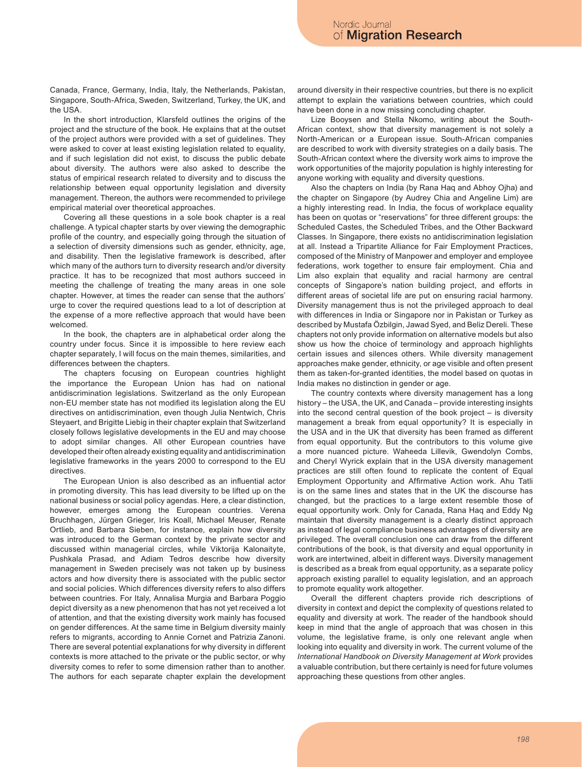Canada, France, Germany, India, Italy, the Netherlands, Pakistan, Singapore, South-Africa, Sweden, Switzerland, Turkey, the UK, and the USA.

In the short introduction, Klarsfeld outlines the origins of the project and the structure of the book. He explains that at the outset of the project authors were provided with a set of guidelines. They were asked to cover at least existing legislation related to equality, and if such legislation did not exist, to discuss the public debate about diversity. The authors were also asked to describe the status of empirical research related to diversity and to discuss the relationship between equal opportunity legislation and diversity management. Thereon, the authors were recommended to privilege empirical material over theoretical approaches.

Covering all these questions in a sole book chapter is a real challenge. A typical chapter starts by over viewing the demographic profile of the country, and especially going through the situation of a selection of diversity dimensions such as gender, ethnicity, age, and disability. Then the legislative framework is described, after which many of the authors turn to diversity research and/or diversity practice. It has to be recognized that most authors succeed in meeting the challenge of treating the many areas in one sole chapter. However, at times the reader can sense that the authors' urge to cover the required questions lead to a lot of description at the expense of a more reflective approach that would have been welcomed.

In the book, the chapters are in alphabetical order along the country under focus. Since it is impossible to here review each chapter separately, I will focus on the main themes, similarities, and differences between the chapters.

The chapters focusing on European countries highlight the importance the European Union has had on national antidiscrimination legislations. Switzerland as the only European non-EU member state has not modified its legislation along the EU directives on antidiscrimination, even though Julia Nentwich, Chris Steyaert, and Brigitte Liebig in their chapter explain that Switzerland closely follows legislative developments in the EU and may choose to adopt similar changes. All other European countries have developed their often already existing equality and antidiscrimination legislative frameworks in the years 2000 to correspond to the EU directives.

The European Union is also described as an influential actor in promoting diversity. This has lead diversity to be lifted up on the national business or social policy agendas. Here, a clear distinction, however, emerges among the European countries. Verena Bruchhagen, Jürgen Grieger, Iris Koall, Michael Meuser, Renate Ortlieb, and Barbara Sieben, for instance, explain how diversity was introduced to the German context by the private sector and discussed within managerial circles, while Viktorija Kalonaityte, Pushkala Prasad, and Adiam Tedros describe how diversity management in Sweden precisely was not taken up by business actors and how diversity there is associated with the public sector and social policies. Which differences diversity refers to also differs between countries. For Italy, Annalisa Murgia and Barbara Poggio depict diversity as a new phenomenon that has not yet received a lot of attention, and that the existing diversity work mainly has focused on gender differences. At the same time in Belgium diversity mainly refers to migrants, according to Annie Cornet and Patrizia Zanoni. There are several potential explanations for why diversity in different contexts is more attached to the private or the public sector, or why diversity comes to refer to some dimension rather than to another. The authors for each separate chapter explain the development around diversity in their respective countries, but there is no explicit attempt to explain the variations between countries, which could have been done in a now missing concluding chapter.

Lize Booysen and Stella Nkomo, writing about the South-African context, show that diversity management is not solely a North-American or a European issue. South-African companies are described to work with diversity strategies on a daily basis. The South-African context where the diversity work aims to improve the work opportunities of the majority population is highly interesting for anyone working with equality and diversity questions.

Also the chapters on India (by Rana Haq and Abhoy Ojha) and the chapter on Singapore (by Audrey Chia and Angeline Lim) are a highly interesting read. In India, the focus of workplace equality has been on quotas or "reservations" for three different groups: the Scheduled Castes, the Scheduled Tribes, and the Other Backward Classes. In Singapore, there exists no antidiscrimination legislation at all. Instead a Tripartite Alliance for Fair Employment Practices, composed of the Ministry of Manpower and employer and employee federations, work together to ensure fair employment. Chia and Lim also explain that equality and racial harmony are central concepts of Singapore's nation building project, and efforts in different areas of societal life are put on ensuring racial harmony. Diversity management thus is not the privileged approach to deal with differences in India or Singapore nor in Pakistan or Turkey as described by Mustafa Özbilgin, Jawad Syed, and Beliz Dereli. These chapters not only provide information on alternative models but also show us how the choice of terminology and approach highlights certain issues and silences others. While diversity management approaches make gender, ethnicity, or age visible and often present them as taken-for-granted identities, the model based on quotas in India makes no distinction in gender or age.

The country contexts where diversity management has a long history – the USA, the UK, and Canada – provide interesting insights into the second central question of the book project – is diversity management a break from equal opportunity? It is especially in the USA and in the UK that diversity has been framed as different from equal opportunity. But the contributors to this volume give a more nuanced picture. Waheeda Lillevik, Gwendolyn Combs, and Cheryl Wyrick explain that in the USA diversity management practices are still often found to replicate the content of Equal Employment Opportunity and Affirmative Action work. Ahu Tatli is on the same lines and states that in the UK the discourse has changed, but the practices to a large extent resemble those of equal opportunity work. Only for Canada, Rana Haq and Eddy Ng maintain that diversity management is a clearly distinct approach as instead of legal compliance business advantages of diversity are privileged. The overall conclusion one can draw from the different contributions of the book, is that diversity and equal opportunity in work are intertwined, albeit in different ways. Diversity management is described as a break from equal opportunity, as a separate policy approach existing parallel to equality legislation, and an approach to promote equality work altogether.

Overall the different chapters provide rich descriptions of diversity in context and depict the complexity of questions related to equality and diversity at work. The reader of the handbook should keep in mind that the angle of approach that was chosen in this volume, the legislative frame, is only one relevant angle when looking into equality and diversity in work. The current volume of the *International Handbook on Diversity Management at Work* provides a valuable contribution, but there certainly is need for future volumes approaching these questions from other angles.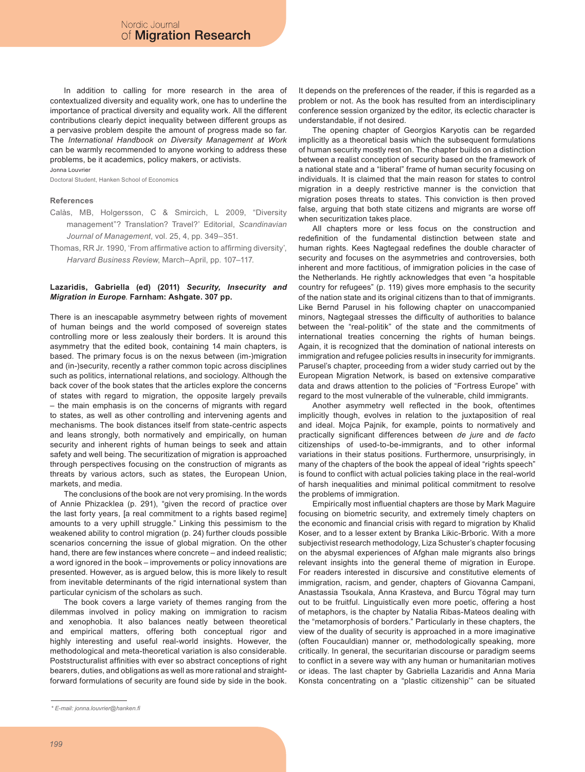In addition to calling for more research in the area of contextualized diversity and equality work, one has to underline the importance of practical diversity and equality work. All the different contributions clearly depict inequality between different groups as a pervasive problem despite the amount of progress made so far. The *International Handbook on Diversity Management at Work* can be warmly recommended to anyone working to address these problems, be it academics, policy makers, or activists.

Jonna Louvrier

Doctoral Student, Hanken School of Economics

### References

Calàs, MB, Holgersson, C & Smircich, L 2009, "Diversity management"? Translation? Travel?' Editorial, *Scandinavian Journal of Management*, vol. 25, 4, pp. 349–351.

Thomas, RR Jr. 1990, 'From affirmative action to affirming diversity', *Harvard Business Review*, March–April, pp. 107–117.

**Lazaridis, Gabriella (ed) (2011) *Security, Insecurity and Migration in Europe*. Farnham: Ashgate. 307 pp.**

There is an inescapable asymmetry between rights of movement of human beings and the world composed of sovereign states controlling more or less zealously their borders. It is around this asymmetry that the edited book, containing 14 main chapters, is based. The primary focus is on the nexus between (im-)migration and (in-)security, recently a rather common topic across disciplines such as politics, international relations, and sociology. Although the back cover of the book states that the articles explore the concerns of states with regard to migration, the opposite largely prevails – the main emphasis is on the concerns of migrants with regard to states, as well as other controlling and intervening agents and mechanisms. The book distances itself from state-centric aspects and leans strongly, both normatively and empirically, on human security and inherent rights of human beings to seek and attain safety and well being. The securitization of migration is approached through perspectives focusing on the construction of migrants as threats by various actors, such as states, the European Union, markets, and media.

The conclusions of the book are not very promising. In the words of Annie Phizacklea (p. 291), "given the record of practice over the last forty years, [a real commitment to a rights based regime] amounts to a very uphill struggle." Linking this pessimism to the weakened ability to control migration (p. 24) further clouds possible scenarios concerning the issue of global migration. On the other hand, there are few instances where concrete – and indeed realistic; a word ignored in the book – improvements or policy innovations are presented. However, as is argued below, this is more likely to result from inevitable determinants of the rigid international system than particular cynicism of the scholars as such.

The book covers a large variety of themes ranging from the dilemmas involved in policy making on immigration to racism and xenophobia. It also balances neatly between theoretical and empirical matters, offering both conceptual rigor and highly interesting and useful real-world insights. However, the methodological and meta-theoretical variation is also considerable. Poststructuralist affinities with ever so abstract conceptions of right bearers, duties, and obligations as well as more rational and straightforward formulations of security are found side by side in the book. It depends on the preferences of the reader, if this is regarded as a problem or not. As the book has resulted from an interdisciplinary conference session organized by the editor, its eclectic character is understandable, if not desired.

The opening chapter of Georgios Karyotis can be regarded implicitly as a theoretical basis which the subsequent formulations of human security mostly rest on. The chapter builds on a distinction between a realist conception of security based on the framework of a national state and a "liberal" frame of human security focusing on individuals. It is claimed that the main reason for states to control migration in a deeply restrictive manner is the conviction that migration poses threats to states. This conviction is then proved false, arguing that both state citizens and migrants are worse off when securitization takes place.

All chapters more or less focus on the construction and redefinition of the fundamental distinction between state and human rights. Kees Nagtegaal redefines the double character of security and focuses on the asymmetries and controversies, both inherent and more factitious, of immigration policies in the case of the Netherlands. He rightly acknowledges that even "a hospitable country for refugees" (p. 119) gives more emphasis to the security of the nation state and its original citizens than to that of immigrants. Like Bernd Parusel in his following chapter on unaccompanied minors, Nagtegaal stresses the difficulty of authorities to balance between the "real-politik" of the state and the commitments of international treaties concerning the rights of human beings. Again, it is recognized that the domination of national interests on immigration and refugee policies results in insecurity for immigrants. Parusel's chapter, proceeding from a wider study carried out by the European Migration Network, is based on extensive comparative data and draws attention to the policies of "Fortress Europe" with regard to the most vulnerable of the vulnerable, child immigrants.

Another asymmetry well reflected in the book, oftentimes implicitly though, evolves in relation to the juxtaposition of real and ideal. Mojca Pajnik, for example, points to normatively and practically significant differences between *de jure* and *de facto* citizenships of used-to-be-immigrants, and to other informal variations in their status positions. Furthermore, unsurprisingly, in many of the chapters of the book the appeal of ideal "rights speech" is found to conflict with actual policies taking place in the real-world of harsh inequalities and minimal political commitment to resolve the problems of immigration.

Empirically most influential chapters are those by Mark Maguire focusing on biometric security, and extremely timely chapters on the economic and financial crisis with regard to migration by Khalid Koser, and to a lesser extent by Branka Likic-Brboric. With a more subjectivist research methodology, Liza Schuster's chapter focusing on the abysmal experiences of Afghan male migrants also brings relevant insights into the general theme of migration in Europe. For readers interested in discursive and constitutive elements of immigration, racism, and gender, chapters of Giovanna Campani, Anastassia Tsoukala, Anna Krasteva, and Burcu Toğral may turn out to be fruitful. Linguistically even more poetic, offering a host of metaphors, is the chapter by Natalia Ribas-Mateos dealing with the "metamorphosis of borders." Particularly in these chapters, the view of the duality of security is approached in a more imaginative (often Foucauldian) manner or, methodologically speaking, more critically. In general, the securitarian discourse or paradigm seems to conflict in a severe way with any human or humanitarian motives or ideas. The last chapter by Gabriella Lazaridis and Anna Maria Konsta concentrating on a "plastic citizenship'" can be situated

\* E-mail: jonna.louvrier@hanken.fi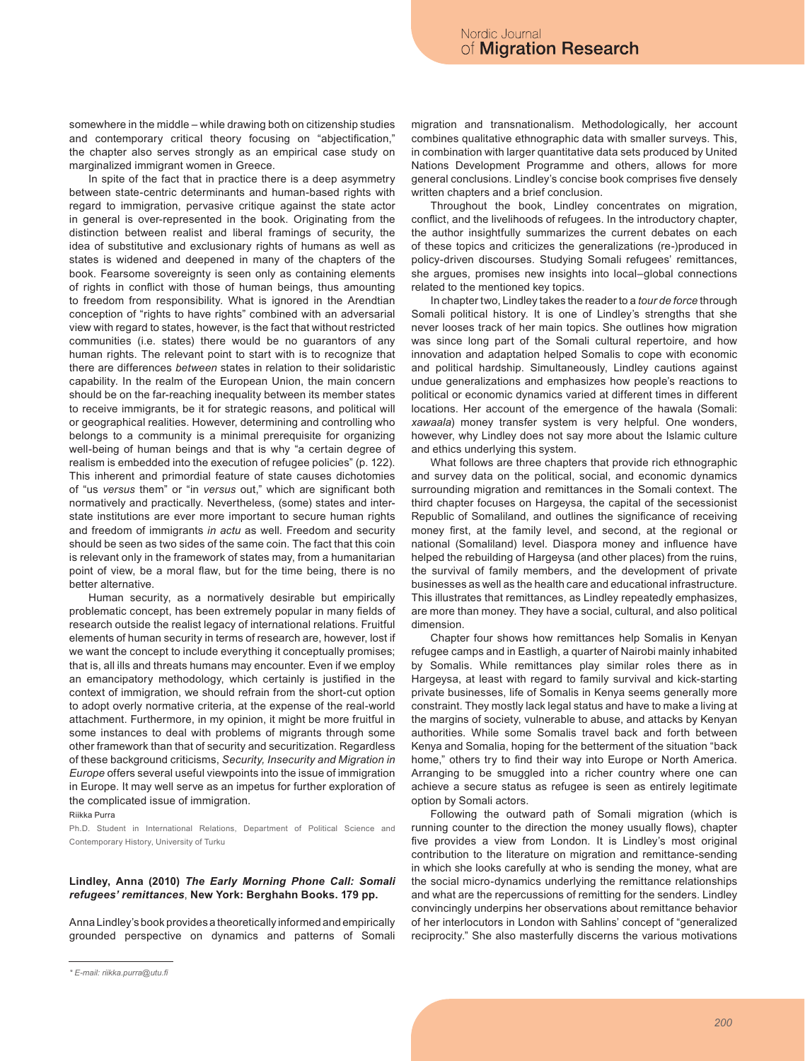somewhere in the middle – while drawing both on citizenship studies and contemporary critical theory focusing on "abjectification," the chapter also serves strongly as an empirical case study on marginalized immigrant women in Greece.

In spite of the fact that in practice there is a deep asymmetry between state-centric determinants and human-based rights with regard to immigration, pervasive critique against the state actor in general is over-represented in the book. Originating from the distinction between realist and liberal framings of security, the idea of substitutive and exclusionary rights of humans as well as states is widened and deepened in many of the chapters of the book. Fearsome sovereignty is seen only as containing elements of rights in conflict with those of human beings, thus amounting to freedom from responsibility. What is ignored in the Arendtian conception of "rights to have rights" combined with an adversarial view with regard to states, however, is the fact that without restricted communities (i.e. states) there would be no guarantors of any human rights. The relevant point to start with is to recognize that there are differences *between* states in relation to their solidaristic capability. In the realm of the European Union, the main concern should be on the far-reaching inequality between its member states to receive immigrants, be it for strategic reasons, and political will or geographical realities. However, determining and controlling who belongs to a community is a minimal prerequisite for organizing well-being of human beings and that is why "a certain degree of realism is embedded into the execution of refugee policies" (p. 122). This inherent and primordial feature of state causes dichotomies of "us *versus* them" or "in *versus* out," which are significant both normatively and practically. Nevertheless, (some) states and inter-state institutions are ever more important to secure human rights and freedom of immigrants *in actu* as well. Freedom and security should be seen as two sides of the same coin. The fact that this coin is relevant only in the framework of states may, from a humanitarian point of view, be a moral flaw, but for the time being, there is no better alternative.

Human security, as a normatively desirable but empirically problematic concept, has been extremely popular in many fields of research outside the realist legacy of international relations. Fruitful elements of human security in terms of research are, however, lost if we want the concept to include everything it conceptually promises; that is, all ills and threats humans may encounter. Even if we employ an emancipatory methodology, which certainly is justified in the context of immigration, we should refrain from the short-cut option to adopt overly normative criteria, at the expense of the real-world attachment. Furthermore, in my opinion, it might be more fruitful in some instances to deal with problems of migrants through some other framework than that of security and securitization. Regardless of these background criticisms, *Security, Insecurity and Migration in Europe* offers several useful viewpoints into the issue of immigration in Europe. It may well serve as an impetus for further exploration of the complicated issue of immigration.

Riikka Purra

Ph.D. Student in International Relations, Department of Political Science and Contemporary History, University of Turku

**Lindley, Anna (2010) *The Early Morning Phone Call: Somali refugees' remittances*, New York: Berghahn Books. 179 pp.**

Anna Lindley's book provides a theoretically informed and empirically grounded perspective on dynamics and patterns of Somali migration and transnationalism. Methodologically, her account combines qualitative ethnographic data with smaller surveys. This, in combination with larger quantitative data sets produced by United Nations Development Programme and others, allows for more general conclusions. Lindley's concise book comprises five densely written chapters and a brief conclusion.

Throughout the book, Lindley concentrates on migration, conflict, and the livelihoods of refugees. In the introductory chapter, the author insightfully summarizes the current debates on each of these topics and criticizes the generalizations (re-)produced in policy-driven discourses. Studying Somali refugees' remittances, she argues, promises new insights into local–global connections related to the mentioned key topics.

In chapter two, Lindley takes the reader to a *tour de force* through Somali political history. It is one of Lindley's strengths that she never looses track of her main topics. She outlines how migration was since long part of the Somali cultural repertoire, and how innovation and adaptation helped Somalis to cope with economic and political hardship. Simultaneously, Lindley cautions against undue generalizations and emphasizes how people's reactions to political or economic dynamics varied at different times in different locations. Her account of the emergence of the hawala (Somali: *xawaala*) money transfer system is very helpful. One wonders, however, why Lindley does not say more about the Islamic culture and ethics underlying this system.

What follows are three chapters that provide rich ethnographic and survey data on the political, social, and economic dynamics surrounding migration and remittances in the Somali context. The third chapter focuses on Hargeysa, the capital of the secessionist Republic of Somaliland, and outlines the significance of receiving money first, at the family level, and second, at the regional or national (Somaliland) level. Diaspora money and influence have helped the rebuilding of Hargeysa (and other places) from the ruins, the survival of family members, and the development of private businesses as well as the health care and educational infrastructure. This illustrates that remittances, as Lindley repeatedly emphasizes, are more than money. They have a social, cultural, and also political dimension.

Chapter four shows how remittances help Somalis in Kenyan refugee camps and in Eastligh, a quarter of Nairobi mainly inhabited by Somalis. While remittances play similar roles there as in Hargeysa, at least with regard to family survival and kick-starting private businesses, life of Somalis in Kenya seems generally more constraint. They mostly lack legal status and have to make a living at the margins of society, vulnerable to abuse, and attacks by Kenyan authorities. While some Somalis travel back and forth between Kenya and Somalia, hoping for the betterment of the situation "back home," others try to find their way into Europe or North America. Arranging to be smuggled into a richer country where one can achieve a secure status as refugee is seen as entirely legitimate option by Somali actors.

Following the outward path of Somali migration (which is running counter to the direction the money usually flows), chapter five provides a view from London. It is Lindley's most original contribution to the literature on migration and remittance-sending in which she looks carefully at who is sending the money, what are the social micro-dynamics underlying the remittance relationships and what are the repercussions of remitting for the senders. Lindley convincingly underpins her observations about remittance behavior of her interlocutors in London with Sahlins' concept of "generalized reciprocity." She also masterfully discerns the various motivations

\* E-mail: riikka.purra@utu.fi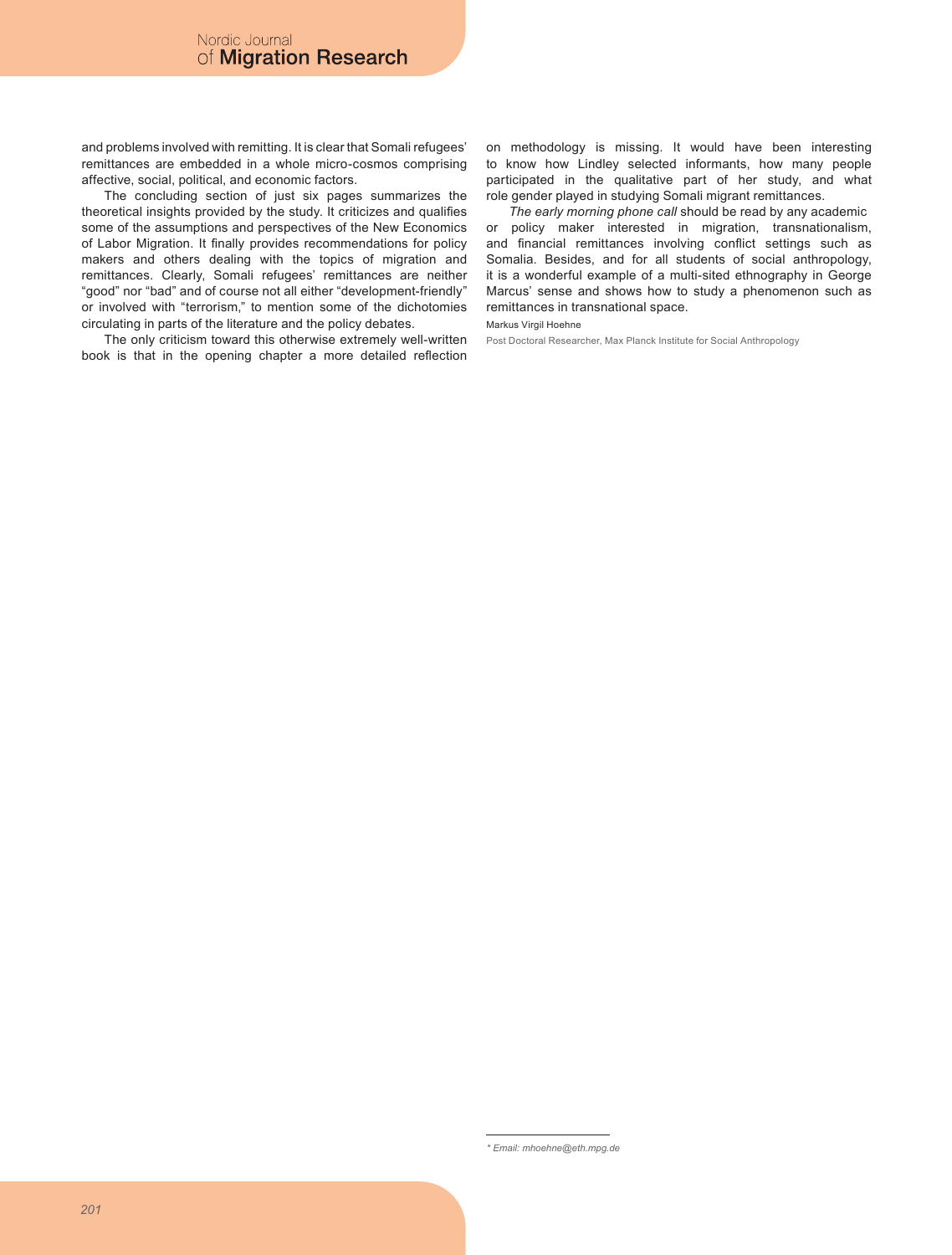and problems involved with remitting. It is clear that Somali refugees' remittances are embedded in a whole micro-cosmos comprising affective, social, political, and economic factors.

The concluding section of just six pages summarizes the theoretical insights provided by the study. It criticizes and qualifies some of the assumptions and perspectives of the New Economics of Labor Migration. It finally provides recommendations for policy makers and others dealing with the topics of migration and remittances. Clearly, Somali refugees' remittances are neither "good" nor "bad" and of course not all either "development-friendly" or involved with "terrorism," to mention some of the dichotomies circulating in parts of the literature and the policy debates.

The only criticism toward this otherwise extremely well-written book is that in the opening chapter a more detailed reflection on methodology is missing. It would have been interesting to know how Lindley selected informants, how many people participated in the qualitative part of her study, and what role gender played in studying Somali migrant remittances.

*The early morning phone call* should be read by any academic or policy maker interested in migration, transnationalism, and financial remittances involving conflict settings such as Somalia. Besides, and for all students of social anthropology, it is a wonderful example of a multi-sited ethnography in George Marcus' sense and shows how to study a phenomenon such as remittances in transnational space.

Markus Virgil Hoehne

Post Doctoral Researcher, Max Planck Institute for Social Anthropology

\* *Email: mhoehne@eth.mpg.de*